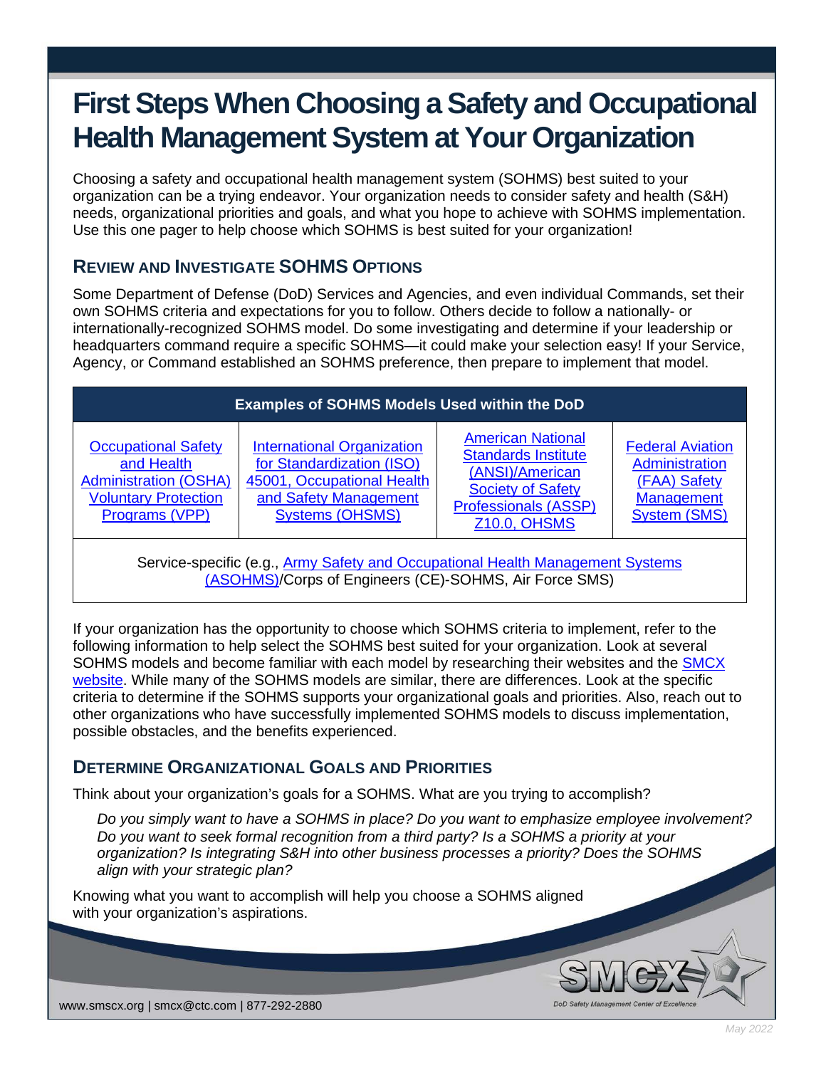# First Steps When Choosing a Safety and Occupational Health Management System at Your Organization

Choosing a safety and occupational health management system (SOHMS) best suited to your organization can be a trying endeavor. Your organization needs to consider safety and health (S&H) needs, organizational priorities and goals, and what you hope to achieve with SOHMS implementation. Use this one pager to help choose which SOHMS is best suited for your organization!

## Review and Investigate SOHMS Options

Some Department of Defense (DoD) Services and Agencies, and even individual Commands, set their own SOHMS criteria and expectations for you to follow. Others decide to follow a nationally- or internationally-recognized SOHMS model. Do some investigating and determine if your leadership or headquarters command require a specific SOHMS—it could make your selection easy! If your Service, Agency, or Command established an SOHMS preference, then prepare to implement that model.

| Examples of SOHMS Models Used within the DoD | | | |
|---|---|---|---|
| Occupational Safety and Health Administration (OSHA) Voluntary Protection Programs (VPP) | International Organization for Standardization (ISO) 45001, Occupational Health and Safety Management Systems (OHSMS) | American National Standards Institute (ANSI)/American Society of Safety Professionals (ASSP) Z10.0, OHSMS | Federal Aviation Administration (FAA) Safety Management System (SMS) |
| Service-specific (e.g., Army Safety and Occupational Health Management Systems (ASOHMS)/Corps of Engineers (CE)-SOHMS, Air Force SMS) | | | |

If your organization has the opportunity to choose which SOHMS criteria to implement, refer to the following information to help select the SOHMS best suited for your organization. Look at several SOHMS models and become familiar with each model by researching their websites and the SMCX website. While many of the SOHMS models are similar, there are differences. Look at the specific criteria to determine if the SOHMS supports your organizational goals and priorities. Also, reach out to other organizations who have successfully implemented SOHMS models to discuss implementation, possible obstacles, and the benefits experienced.

## Determine Organizational Goals and Priorities

Think about your organization's goals for a SOHMS. What are you trying to accomplish?

> *Do you simply want to have a SOHMS in place? Do you want to emphasize employee involvement? Do you want to seek formal recognition from a third party? Is a SOHMS a priority at your organization? Is integrating S&H into other business processes a priority? Does the SOHMS align with your strategic plan?*

Knowing what you want to accomplish will help you choose a SOHMS aligned with your organization's aspirations.

www.smscx.org | smcx@ctc.com | 877-292-2880

SMCX — DoD Safety Management Center of Excellence

May 2022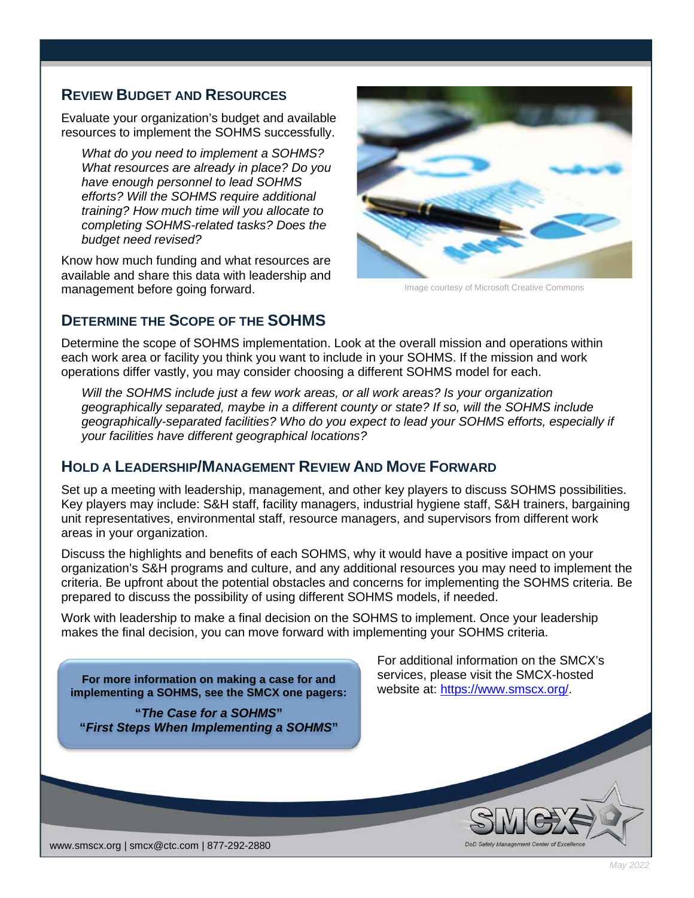## Review Budget and Resources

Evaluate your organization's budget and available resources to implement the SOHMS successfully.

*What do you need to implement a SOHMS? What resources are already in place? Do you have enough personnel to lead SOHMS efforts? Will the SOHMS require additional training? How much time will you allocate to completing SOHMS-related tasks? Does the budget need revised?*

Know how much funding and what resources are available and share this data with leadership and management before going forward.

Image courtesy of Microsoft Creative Commons

## Determine the Scope of the SOHMS

Determine the scope of SOHMS implementation. Look at the overall mission and operations within each work area or facility you think you want to include in your SOHMS. If the mission and work operations differ vastly, you may consider choosing a different SOHMS model for each.

*Will the SOHMS include just a few work areas, or all work areas? Is your organization geographically separated, maybe in a different county or state? If so, will the SOHMS include geographically-separated facilities? Who do you expect to lead your SOHMS efforts, especially if your facilities have different geographical locations?*

## Hold a Leadership/Management Review and Move Forward

Set up a meeting with leadership, management, and other key players to discuss SOHMS possibilities. Key players may include: S&H staff, facility managers, industrial hygiene staff, S&H trainers, bargaining unit representatives, environmental staff, resource managers, and supervisors from different work areas in your organization.

Discuss the highlights and benefits of each SOHMS, why it would have a positive impact on your organization's S&H programs and culture, and any additional resources you may need to implement the criteria. Be upfront about the potential obstacles and concerns for implementing the SOHMS criteria. Be prepared to discuss the possibility of using different SOHMS models, if needed.

Work with leadership to make a final decision on the SOHMS to implement. Once your leadership makes the final decision, you can move forward with implementing your SOHMS criteria.

**For more information on making a case for and implementing a SOHMS, see the SMCX one pagers:**

**"*The Case for a SOHMS*"**
**"*First Steps When Implementing a SOHMS*"**

For additional information on the SMCX's services, please visit the SMCX-hosted website at: https://www.smscx.org/.

SMCX
DoD Safety Management Center of Excellence

www.smscx.org | smcx@ctc.com | 877-292-2880

*May 2022*